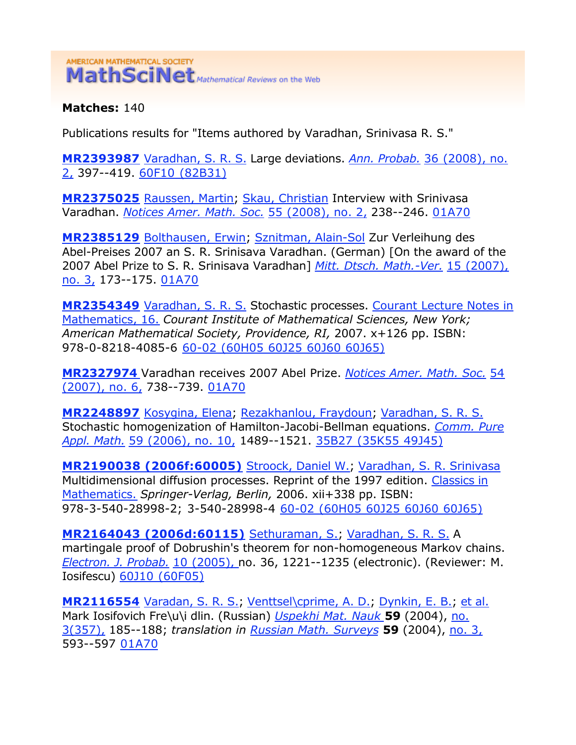AMERICAN MATHEMATICAL SOCIETY
**MathSciNet** *Mathematical Reviews on the Web*

**Matches:** 140

Publications results for "Items authored by Varadhan, Srinivasa R. S."

**MR2393987** Varadhan, S. R. S. Large deviations. *Ann. Probab.* 36 (2008), no. 2, 397--419. 60F10 (82B31)

**MR2375025** Raussen, Martin; Skau, Christian Interview with Srinivasa Varadhan. *Notices Amer. Math. Soc.* 55 (2008), no. 2, 238--246. 01A70

**MR2385129** Bolthausen, Erwin; Sznitman, Alain-Sol Zur Verleihung des Abel-Preises 2007 an S. R. Srinisava Varadhan. (German) [On the award of the 2007 Abel Prize to S. R. Srinisava Varadhan] *Mitt. Dtsch. Math.-Ver.* 15 (2007), no. 3, 173--175. 01A70

**MR2354349** Varadhan, S. R. S. Stochastic processes. Courant Lecture Notes in Mathematics, 16. *Courant Institute of Mathematical Sciences, New York; American Mathematical Society, Providence, RI,* 2007. x+126 pp. ISBN: 978-0-8218-4085-6 60-02 (60H05 60J25 60J60 60J65)

**MR2327974** Varadhan receives 2007 Abel Prize. *Notices Amer. Math. Soc.* 54 (2007), no. 6, 738--739. 01A70

**MR2248897** Kosygina, Elena; Rezakhanlou, Fraydoun; Varadhan, S. R. S. Stochastic homogenization of Hamilton-Jacobi-Bellman equations. *Comm. Pure Appl. Math.* 59 (2006), no. 10, 1489--1521. 35B27 (35K55 49J45)

**MR2190038 (2006f:60005)** Stroock, Daniel W.; Varadhan, S. R. Srinivasa Multidimensional diffusion processes. Reprint of the 1997 edition. Classics in Mathematics. *Springer-Verlag, Berlin,* 2006. xii+338 pp. ISBN: 978-3-540-28998-2; 3-540-28998-4 60-02 (60H05 60J25 60J60 60J65)

**MR2164043 (2006d:60115)** Sethuraman, S.; Varadhan, S. R. S. A martingale proof of Dobrushin's theorem for non-homogeneous Markov chains. *Electron. J. Probab.* 10 (2005), no. 36, 1221--1235 (electronic). (Reviewer: M. Iosifescu) 60J10 (60F05)

**MR2116554** Varadan, S. R. S.; Venttsel\cprime, A. D.; Dynkin, E. B.; et al. Mark Iosifovich Fre\u\i dlin. (Russian) *Uspekhi Mat. Nauk* **59** (2004), no. 3(357), 185--188; *translation in* *Russian Math. Surveys* **59** (2004), no. 3, 593--597 01A70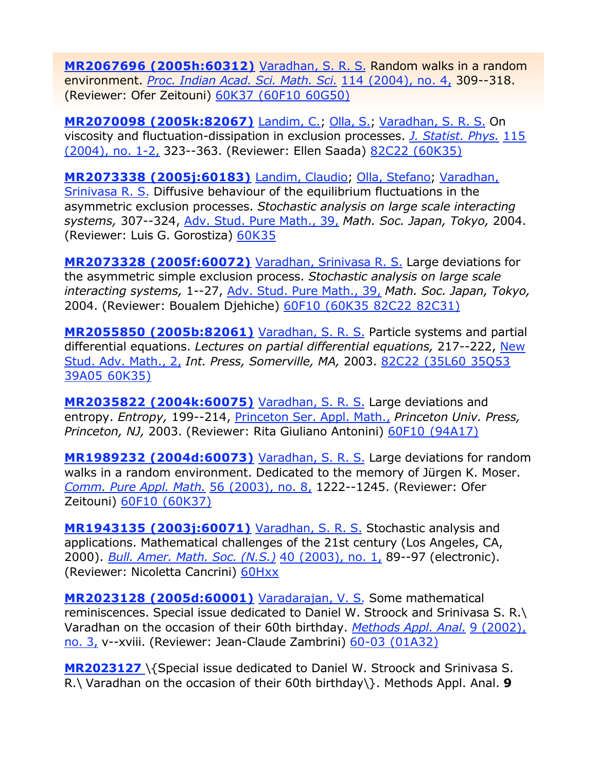**MR2067696 (2005h:60312)** Varadhan, S. R. S. Random walks in a random environment. *Proc. Indian Acad. Sci. Math. Sci.* 114 (2004), no. 4, 309--318. (Reviewer: Ofer Zeitouni) 60K37 (60F10 60G50)

**MR2070098 (2005k:82067)** Landim, C.; Olla, S.; Varadhan, S. R. S. On viscosity and fluctuation-dissipation in exclusion processes. *J. Statist. Phys.* 115 (2004), no. 1-2, 323--363. (Reviewer: Ellen Saada) 82C22 (60K35)

**MR2073338 (2005j:60183)** Landim, Claudio; Olla, Stefano; Varadhan, Srinivasa R. S. Diffusive behaviour of the equilibrium fluctuations in the asymmetric exclusion processes. *Stochastic analysis on large scale interacting systems,* 307--324, Adv. Stud. Pure Math., 39, *Math. Soc. Japan, Tokyo,* 2004. (Reviewer: Luis G. Gorostiza) 60K35

**MR2073328 (2005f:60072)** Varadhan, Srinivasa R. S. Large deviations for the asymmetric simple exclusion process. *Stochastic analysis on large scale interacting systems,* 1--27, Adv. Stud. Pure Math., 39, *Math. Soc. Japan, Tokyo,* 2004. (Reviewer: Boualem Djehiche) 60F10 (60K35 82C22 82C31)

**MR2055850 (2005b:82061)** Varadhan, S. R. S. Particle systems and partial differential equations. *Lectures on partial differential equations,* 217--222, New Stud. Adv. Math., 2, *Int. Press, Somerville, MA,* 2003. 82C22 (35L60 35Q53 39A05 60K35)

**MR2035822 (2004k:60075)** Varadhan, S. R. S. Large deviations and entropy. *Entropy,* 199--214, Princeton Ser. Appl. Math., *Princeton Univ. Press, Princeton, NJ,* 2003. (Reviewer: Rita Giuliano Antonini) 60F10 (94A17)

**MR1989232 (2004d:60073)** Varadhan, S. R. S. Large deviations for random walks in a random environment. Dedicated to the memory of Jürgen K. Moser. *Comm. Pure Appl. Math.* 56 (2003), no. 8, 1222--1245. (Reviewer: Ofer Zeitouni) 60F10 (60K37)

**MR1943135 (2003j:60071)** Varadhan, S. R. S. Stochastic analysis and applications. Mathematical challenges of the 21st century (Los Angeles, CA, 2000). *Bull. Amer. Math. Soc. (N.S.)* 40 (2003), no. 1, 89--97 (electronic). (Reviewer: Nicoletta Cancrini) 60Hxx

**MR2023128 (2005d:60001)** Varadarajan, V. S. Some mathematical reminiscences. Special issue dedicated to Daniel W. Stroock and Srinivasa S. R.\ Varadhan on the occasion of their 60th birthday. *Methods Appl. Anal.* 9 (2002), no. 3, v--xviii. (Reviewer: Jean-Claude Zambrini) 60-03 (01A32)

**MR2023127** \{Special issue dedicated to Daniel W. Stroock and Srinivasa S. R.\ Varadhan on the occasion of their 60th birthday\}. Methods Appl. Anal. **9**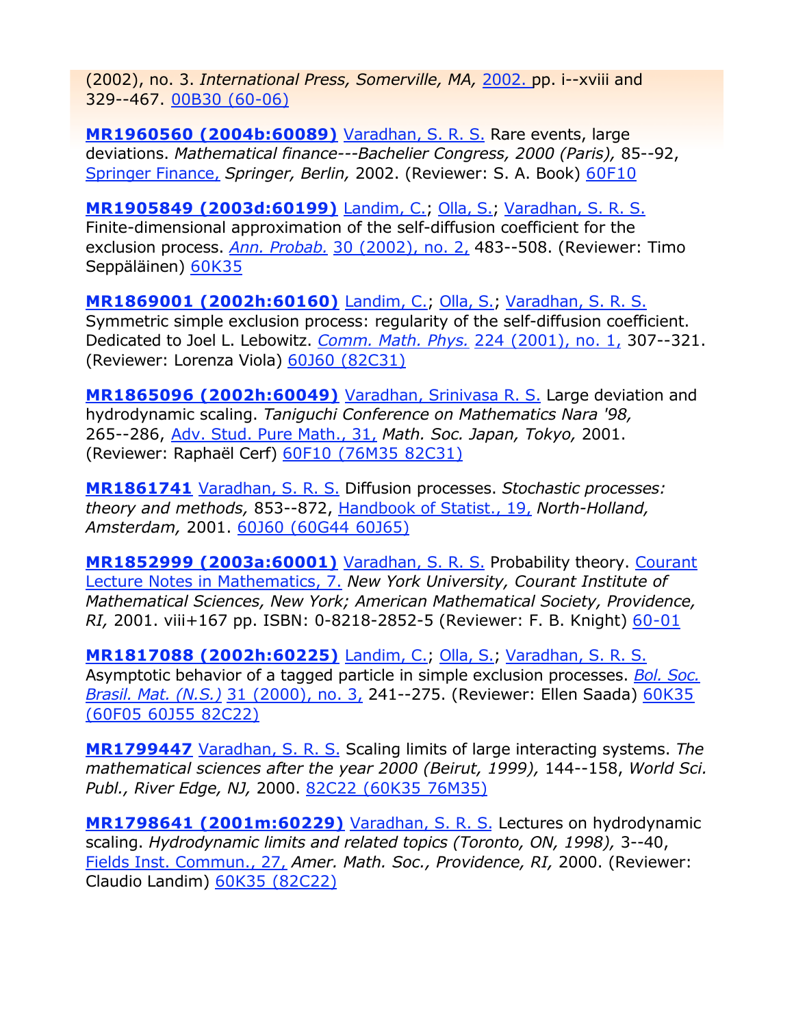(2002), no. 3. *International Press, Somerville, MA,* 2002. pp. i--xviii and 329--467. 00B30 (60-06)

**MR1960560 (2004b:60089)** Varadhan, S. R. S. Rare events, large deviations. *Mathematical finance---Bachelier Congress, 2000 (Paris),* 85--92, Springer Finance, *Springer, Berlin,* 2002. (Reviewer: S. A. Book) 60F10

**MR1905849 (2003d:60199)** Landim, C.; Olla, S.; Varadhan, S. R. S. Finite-dimensional approximation of the self-diffusion coefficient for the exclusion process. *Ann. Probab.* 30 (2002), no. 2, 483--508. (Reviewer: Timo Seppäläinen) 60K35

**MR1869001 (2002h:60160)** Landim, C.; Olla, S.; Varadhan, S. R. S. Symmetric simple exclusion process: regularity of the self-diffusion coefficient. Dedicated to Joel L. Lebowitz. *Comm. Math. Phys.* 224 (2001), no. 1, 307--321. (Reviewer: Lorenza Viola) 60J60 (82C31)

**MR1865096 (2002h:60049)** Varadhan, Srinivasa R. S. Large deviation and hydrodynamic scaling. *Taniguchi Conference on Mathematics Nara '98,* 265--286, Adv. Stud. Pure Math., 31, *Math. Soc. Japan, Tokyo,* 2001. (Reviewer: Raphaël Cerf) 60F10 (76M35 82C31)

**MR1861741** Varadhan, S. R. S. Diffusion processes. *Stochastic processes: theory and methods,* 853--872, Handbook of Statist., 19, *North-Holland, Amsterdam,* 2001. 60J60 (60G44 60J65)

**MR1852999 (2003a:60001)** Varadhan, S. R. S. Probability theory. Courant Lecture Notes in Mathematics, 7. *New York University, Courant Institute of Mathematical Sciences, New York; American Mathematical Society, Providence, RI,* 2001. viii+167 pp. ISBN: 0-8218-2852-5 (Reviewer: F. B. Knight) 60-01

**MR1817088 (2002h:60225)** Landim, C.; Olla, S.; Varadhan, S. R. S. Asymptotic behavior of a tagged particle in simple exclusion processes. *Bol. Soc. Brasil. Mat. (N.S.)* 31 (2000), no. 3, 241--275. (Reviewer: Ellen Saada) 60K35 (60F05 60J55 82C22)

**MR1799447** Varadhan, S. R. S. Scaling limits of large interacting systems. *The mathematical sciences after the year 2000 (Beirut, 1999),* 144--158, *World Sci. Publ., River Edge, NJ,* 2000. 82C22 (60K35 76M35)

**MR1798641 (2001m:60229)** Varadhan, S. R. S. Lectures on hydrodynamic scaling. *Hydrodynamic limits and related topics (Toronto, ON, 1998),* 3--40, Fields Inst. Commun., 27, *Amer. Math. Soc., Providence, RI,* 2000. (Reviewer: Claudio Landim) 60K35 (82C22)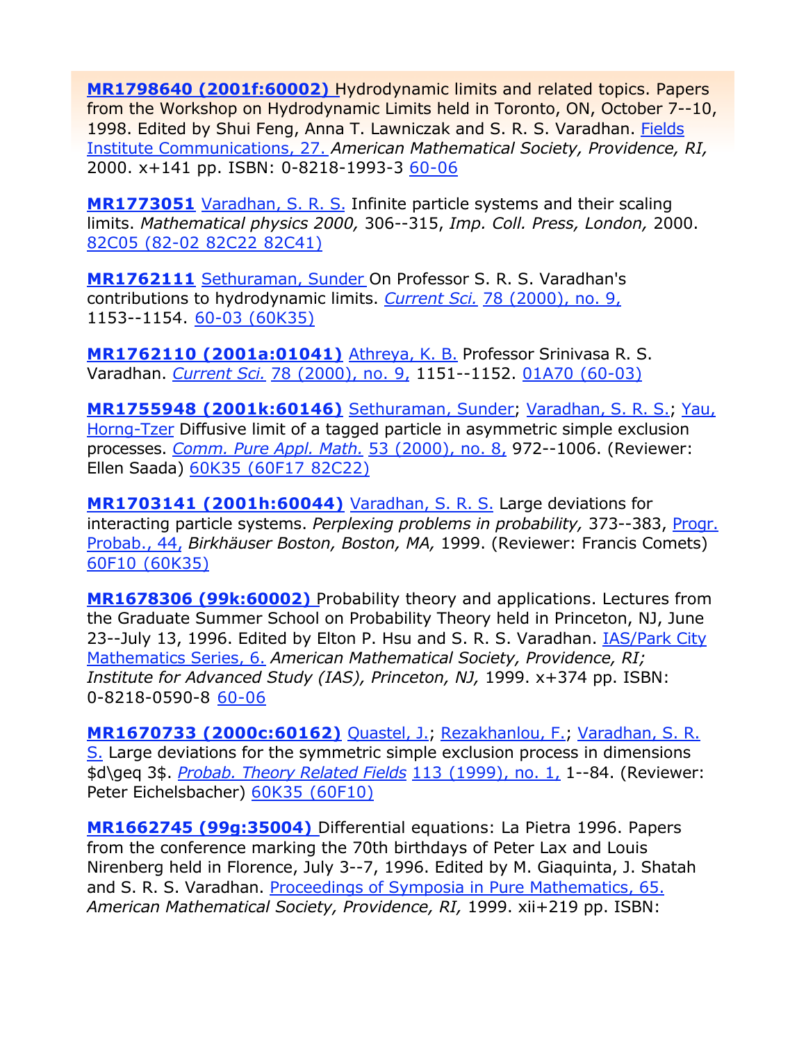**MR1798640 (2001f:60002)** Hydrodynamic limits and related topics. Papers from the Workshop on Hydrodynamic Limits held in Toronto, ON, October 7--10, 1998. Edited by Shui Feng, Anna T. Lawniczak and S. R. S. Varadhan. Fields Institute Communications, 27. *American Mathematical Society, Providence, RI,* 2000. x+141 pp. ISBN: 0-8218-1993-3 60-06

**MR1773051** Varadhan, S. R. S. Infinite particle systems and their scaling limits. *Mathematical physics 2000,* 306--315, *Imp. Coll. Press, London,* 2000. 82C05 (82-02 82C22 82C41)

**MR1762111** Sethuraman, Sunder On Professor S. R. S. Varadhan's contributions to hydrodynamic limits. *Current Sci.* 78 (2000), no. 9, 1153--1154. 60-03 (60K35)

**MR1762110 (2001a:01041)** Athreya, K. B. Professor Srinivasa R. S. Varadhan. *Current Sci.* 78 (2000), no. 9, 1151--1152. 01A70 (60-03)

**MR1755948 (2001k:60146)** Sethuraman, Sunder; Varadhan, S. R. S.; Yau, Horng-Tzer Diffusive limit of a tagged particle in asymmetric simple exclusion processes. *Comm. Pure Appl. Math.* 53 (2000), no. 8, 972--1006. (Reviewer: Ellen Saada) 60K35 (60F17 82C22)

**MR1703141 (2001h:60044)** Varadhan, S. R. S. Large deviations for interacting particle systems. *Perplexing problems in probability,* 373--383, Progr. Probab., 44, *Birkhäuser Boston, Boston, MA,* 1999. (Reviewer: Francis Comets) 60F10 (60K35)

**MR1678306 (99k:60002)** Probability theory and applications. Lectures from the Graduate Summer School on Probability Theory held in Princeton, NJ, June 23--July 13, 1996. Edited by Elton P. Hsu and S. R. S. Varadhan. IAS/Park City Mathematics Series, 6. *American Mathematical Society, Providence, RI; Institute for Advanced Study (IAS), Princeton, NJ,* 1999. x+374 pp. ISBN: 0-8218-0590-8 60-06

**MR1670733 (2000c:60162)** Quastel, J.; Rezakhanlou, F.; Varadhan, S. R. S. Large deviations for the symmetric simple exclusion process in dimensions $d\geq 3$. *Probab. Theory Related Fields* 113 (1999), no. 1, 1--84. (Reviewer: Peter Eichelsbacher) 60K35 (60F10)

**MR1662745 (99g:35004)** Differential equations: La Pietra 1996. Papers from the conference marking the 70th birthdays of Peter Lax and Louis Nirenberg held in Florence, July 3--7, 1996. Edited by M. Giaquinta, J. Shatah and S. R. S. Varadhan. Proceedings of Symposia in Pure Mathematics, 65. *American Mathematical Society, Providence, RI,* 1999. xii+219 pp. ISBN: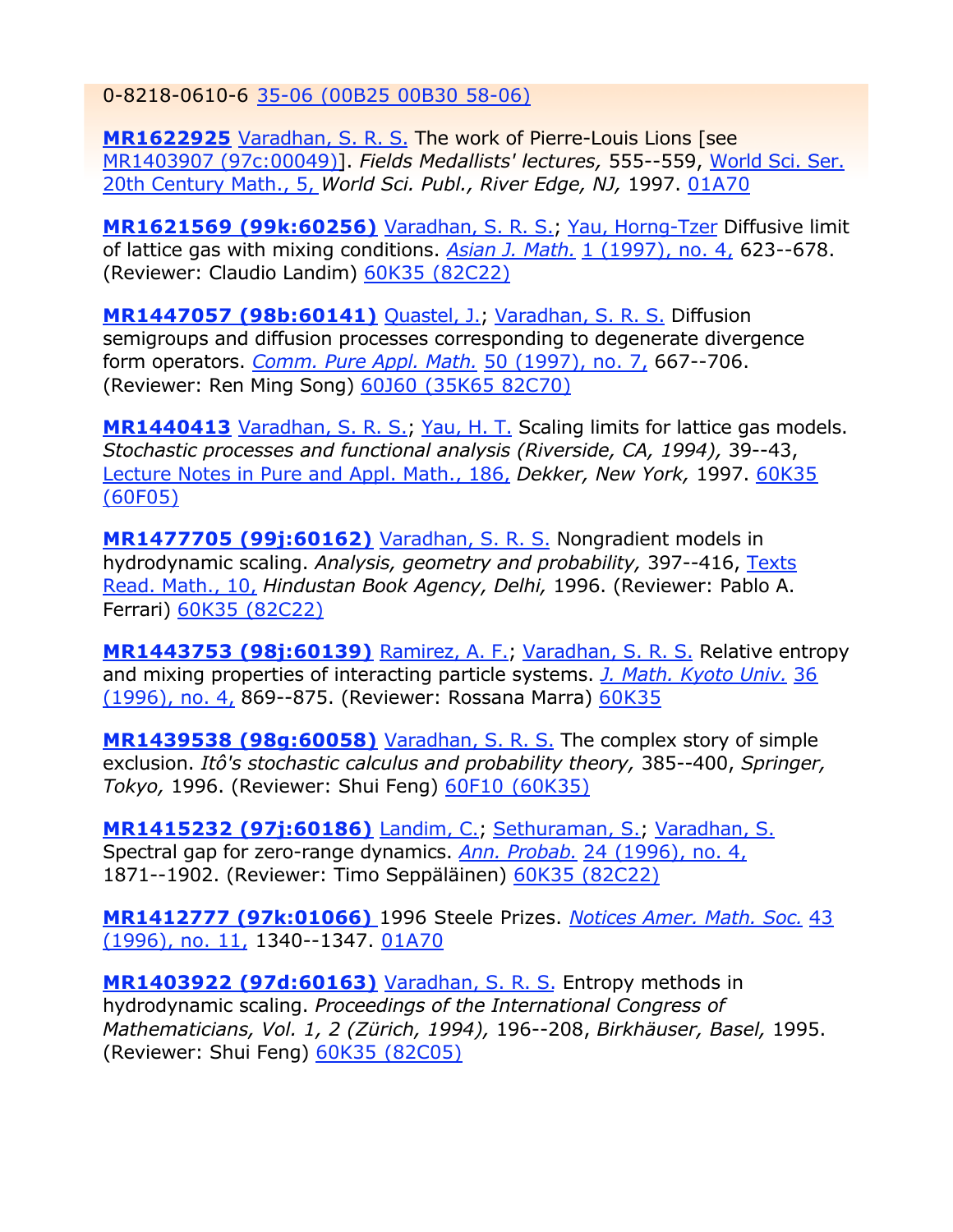0-8218-0610-6 35-06 (00B25 00B30 58-06)

**MR1622925** Varadhan, S. R. S. The work of Pierre-Louis Lions [see MR1403907 (97c:00049)]. *Fields Medallists' lectures,* 555--559, World Sci. Ser. 20th Century Math., 5, *World Sci. Publ., River Edge, NJ,* 1997. 01A70

**MR1621569 (99k:60256)** Varadhan, S. R. S.; Yau, Horng-Tzer Diffusive limit of lattice gas with mixing conditions. *Asian J. Math.* 1 (1997), no. 4, 623--678. (Reviewer: Claudio Landim) 60K35 (82C22)

**MR1447057 (98b:60141)** Quastel, J.; Varadhan, S. R. S. Diffusion semigroups and diffusion processes corresponding to degenerate divergence form operators. *Comm. Pure Appl. Math.* 50 (1997), no. 7, 667--706. (Reviewer: Ren Ming Song) 60J60 (35K65 82C70)

**MR1440413** Varadhan, S. R. S.; Yau, H. T. Scaling limits for lattice gas models. *Stochastic processes and functional analysis (Riverside, CA, 1994),* 39--43, Lecture Notes in Pure and Appl. Math., 186, *Dekker, New York,* 1997. 60K35 (60F05)

**MR1477705 (99j:60162)** Varadhan, S. R. S. Nongradient models in hydrodynamic scaling. *Analysis, geometry and probability,* 397--416, Texts Read. Math., 10, *Hindustan Book Agency, Delhi,* 1996. (Reviewer: Pablo A. Ferrari) 60K35 (82C22)

**MR1443753 (98j:60139)** Ramirez, A. F.; Varadhan, S. R. S. Relative entropy and mixing properties of interacting particle systems. *J. Math. Kyoto Univ.* 36 (1996), no. 4, 869--875. (Reviewer: Rossana Marra) 60K35

**MR1439538 (98g:60058)** Varadhan, S. R. S. The complex story of simple exclusion. *Itô's stochastic calculus and probability theory,* 385--400, *Springer, Tokyo,* 1996. (Reviewer: Shui Feng) 60F10 (60K35)

**MR1415232 (97j:60186)** Landim, C.; Sethuraman, S.; Varadhan, S. Spectral gap for zero-range dynamics. *Ann. Probab.* 24 (1996), no. 4, 1871--1902. (Reviewer: Timo Seppäläinen) 60K35 (82C22)

**MR1412777 (97k:01066)** 1996 Steele Prizes. *Notices Amer. Math. Soc.* 43 (1996), no. 11, 1340--1347. 01A70

**MR1403922 (97d:60163)** Varadhan, S. R. S. Entropy methods in hydrodynamic scaling. *Proceedings of the International Congress of Mathematicians, Vol. 1, 2 (Zürich, 1994),* 196--208, *Birkhäuser, Basel,* 1995. (Reviewer: Shui Feng) 60K35 (82C05)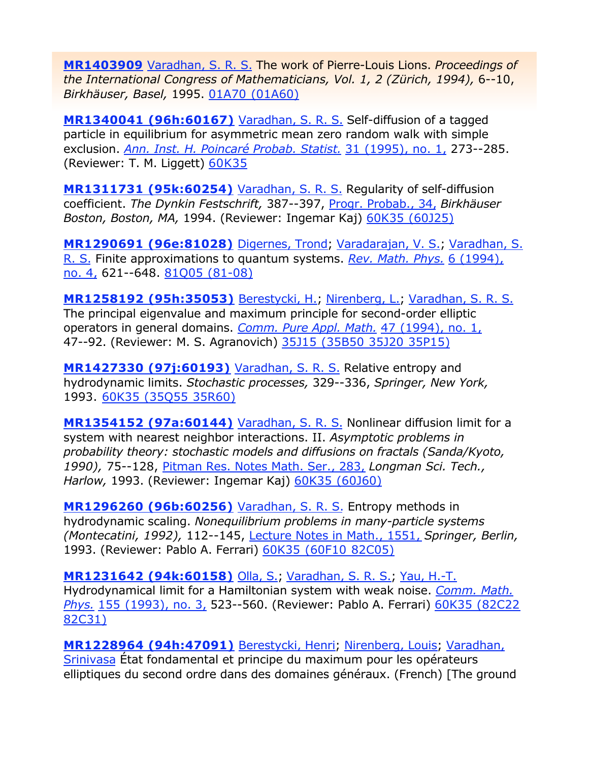**MR1403909** Varadhan, S. R. S. The work of Pierre-Louis Lions. *Proceedings of the International Congress of Mathematicians, Vol. 1, 2 (Zürich, 1994),* 6--10, *Birkhäuser, Basel,* 1995. 01A70 (01A60)

**MR1340041 (96h:60167)** Varadhan, S. R. S. Self-diffusion of a tagged particle in equilibrium for asymmetric mean zero random walk with simple exclusion. *Ann. Inst. H. Poincaré Probab. Statist.* 31 (1995), no. 1, 273--285. (Reviewer: T. M. Liggett) 60K35

**MR1311731 (95k:60254)** Varadhan, S. R. S. Regularity of self-diffusion coefficient. *The Dynkin Festschrift,* 387--397, Progr. Probab., 34, *Birkhäuser Boston, Boston, MA,* 1994. (Reviewer: Ingemar Kaj) 60K35 (60J25)

**MR1290691 (96e:81028)** Digernes, Trond; Varadarajan, V. S.; Varadhan, S. R. S. Finite approximations to quantum systems. *Rev. Math. Phys.* 6 (1994), no. 4, 621--648. 81Q05 (81-08)

**MR1258192 (95h:35053)** Berestycki, H.; Nirenberg, L.; Varadhan, S. R. S. The principal eigenvalue and maximum principle for second-order elliptic operators in general domains. *Comm. Pure Appl. Math.* 47 (1994), no. 1, 47--92. (Reviewer: M. S. Agranovich) 35J15 (35B50 35J20 35P15)

**MR1427330 (97j:60193)** Varadhan, S. R. S. Relative entropy and hydrodynamic limits. *Stochastic processes,* 329--336, *Springer, New York,* 1993. 60K35 (35Q55 35R60)

**MR1354152 (97a:60144)** Varadhan, S. R. S. Nonlinear diffusion limit for a system with nearest neighbor interactions. II. *Asymptotic problems in probability theory: stochastic models and diffusions on fractals (Sanda/Kyoto, 1990),* 75--128, Pitman Res. Notes Math. Ser., 283, *Longman Sci. Tech., Harlow,* 1993. (Reviewer: Ingemar Kaj) 60K35 (60J60)

**MR1296260 (96b:60256)** Varadhan, S. R. S. Entropy methods in hydrodynamic scaling. *Nonequilibrium problems in many-particle systems (Montecatini, 1992),* 112--145, Lecture Notes in Math., 1551, *Springer, Berlin,* 1993. (Reviewer: Pablo A. Ferrari) 60K35 (60F10 82C05)

**MR1231642 (94k:60158)** Olla, S.; Varadhan, S. R. S.; Yau, H.-T. Hydrodynamical limit for a Hamiltonian system with weak noise. *Comm. Math. Phys.* 155 (1993), no. 3, 523--560. (Reviewer: Pablo A. Ferrari) 60K35 (82C22 82C31)

**MR1228964 (94h:47091)** Berestycki, Henri; Nirenberg, Louis; Varadhan, Srinivasa État fondamental et principe du maximum pour les opérateurs elliptiques du second ordre dans des domaines généraux. (French) [The ground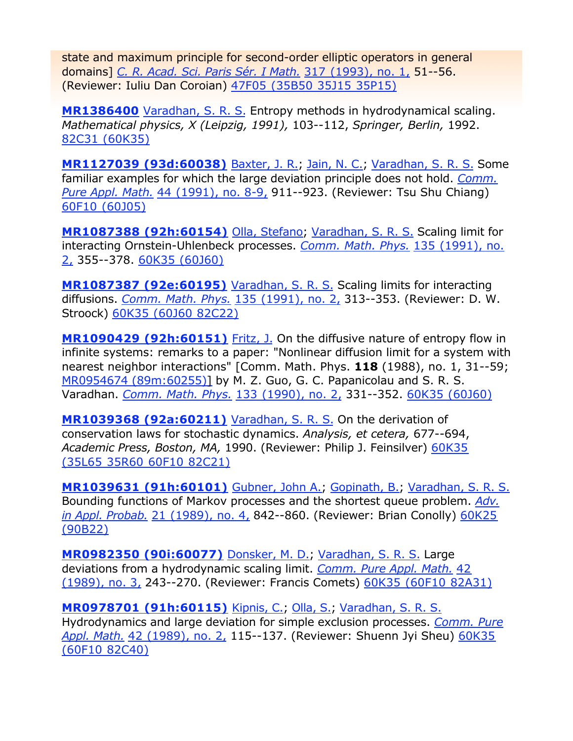state and maximum principle for second-order elliptic operators in general domains] *C. R. Acad. Sci. Paris Sér. I Math.* 317 (1993), no. 1, 51--56. (Reviewer: Iuliu Dan Coroian) 47F05 (35B50 35J15 35P15)

**MR1386400** Varadhan, S. R. S. Entropy methods in hydrodynamical scaling. *Mathematical physics, X (Leipzig, 1991),* 103--112, *Springer, Berlin,* 1992. 82C31 (60K35)

**MR1127039 (93d:60038)** Baxter, J. R.; Jain, N. C.; Varadhan, S. R. S. Some familiar examples for which the large deviation principle does not hold. *Comm. Pure Appl. Math.* 44 (1991), no. 8-9, 911--923. (Reviewer: Tsu Shu Chiang) 60F10 (60J05)

**MR1087388 (92h:60154)** Olla, Stefano; Varadhan, S. R. S. Scaling limit for interacting Ornstein-Uhlenbeck processes. *Comm. Math. Phys.* 135 (1991), no. 2, 355--378. 60K35 (60J60)

**MR1087387 (92e:60195)** Varadhan, S. R. S. Scaling limits for interacting diffusions. *Comm. Math. Phys.* 135 (1991), no. 2, 313--353. (Reviewer: D. W. Stroock) 60K35 (60J60 82C22)

**MR1090429 (92h:60151)** Fritz, J. On the diffusive nature of entropy flow in infinite systems: remarks to a paper: "Nonlinear diffusion limit for a system with nearest neighbor interactions" [Comm. Math. Phys. **118** (1988), no. 1, 31--59; MR0954674 (89m:60255)] by M. Z. Guo, G. C. Papanicolau and S. R. S. Varadhan. *Comm. Math. Phys.* 133 (1990), no. 2, 331--352. 60K35 (60J60)

**MR1039368 (92a:60211)** Varadhan, S. R. S. On the derivation of conservation laws for stochastic dynamics. *Analysis, et cetera,* 677--694, *Academic Press, Boston, MA,* 1990. (Reviewer: Philip J. Feinsilver) 60K35 (35L65 35R60 60F10 82C21)

**MR1039631 (91h:60101)** Gubner, John A.; Gopinath, B.; Varadhan, S. R. S. Bounding functions of Markov processes and the shortest queue problem. *Adv. in Appl. Probab.* 21 (1989), no. 4, 842--860. (Reviewer: Brian Conolly) 60K25 (90B22)

**MR0982350 (90i:60077)** Donsker, M. D.; Varadhan, S. R. S. Large deviations from a hydrodynamic scaling limit. *Comm. Pure Appl. Math.* 42 (1989), no. 3, 243--270. (Reviewer: Francis Comets) 60K35 (60F10 82A31)

**MR0978701 (91h:60115)** Kipnis, C.; Olla, S.; Varadhan, S. R. S. Hydrodynamics and large deviation for simple exclusion processes. *Comm. Pure Appl. Math.* 42 (1989), no. 2, 115--137. (Reviewer: Shuenn Jyi Sheu) 60K35 (60F10 82C40)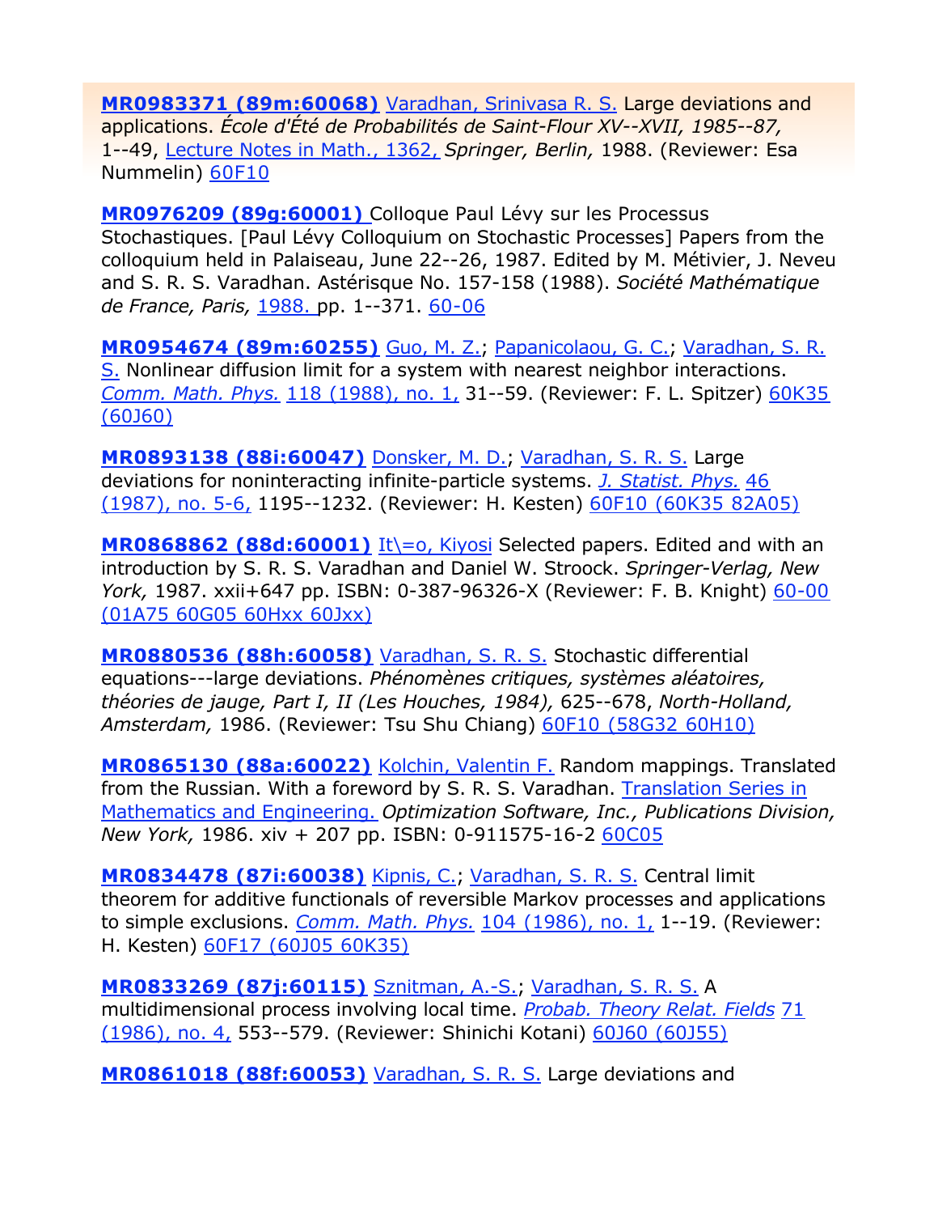**MR0983371 (89m:60068)** Varadhan, Srinivasa R. S. Large deviations and applications. *École d'Été de Probabilités de Saint-Flour XV--XVII, 1985--87,* 1--49, Lecture Notes in Math., 1362, *Springer, Berlin,* 1988. (Reviewer: Esa Nummelin) 60F10

**MR0976209 (89g:60001)** Colloque Paul Lévy sur les Processus Stochastiques. [Paul Lévy Colloquium on Stochastic Processes] Papers from the colloquium held in Palaiseau, June 22--26, 1987. Edited by M. Métivier, J. Neveu and S. R. S. Varadhan. Astérisque No. 157-158 (1988). *Société Mathématique de France, Paris,* 1988. pp. 1--371. 60-06

**MR0954674 (89m:60255)** Guo, M. Z.; Papanicolaou, G. C.; Varadhan, S. R. S. Nonlinear diffusion limit for a system with nearest neighbor interactions. *Comm. Math. Phys.* 118 (1988), no. 1, 31--59. (Reviewer: F. L. Spitzer) 60K35 (60J60)

**MR0893138 (88i:60047)** Donsker, M. D.; Varadhan, S. R. S. Large deviations for noninteracting infinite-particle systems. *J. Statist. Phys.* 46 (1987), no. 5-6, 1195--1232. (Reviewer: H. Kesten) 60F10 (60K35 82A05)

**MR0868862 (88d:60001)** It\=o, Kiyosi Selected papers. Edited and with an introduction by S. R. S. Varadhan and Daniel W. Stroock. *Springer-Verlag, New York,* 1987. xxii+647 pp. ISBN: 0-387-96326-X (Reviewer: F. B. Knight) 60-00 (01A75 60G05 60Hxx 60Jxx)

**MR0880536 (88h:60058)** Varadhan, S. R. S. Stochastic differential equations---large deviations. *Phénomènes critiques, systèmes aléatoires, théories de jauge, Part I, II (Les Houches, 1984),* 625--678, *North-Holland, Amsterdam,* 1986. (Reviewer: Tsu Shu Chiang) 60F10 (58G32 60H10)

**MR0865130 (88a:60022)** Kolchin, Valentin F. Random mappings. Translated from the Russian. With a foreword by S. R. S. Varadhan. Translation Series in Mathematics and Engineering. *Optimization Software, Inc., Publications Division, New York,* 1986. xiv + 207 pp. ISBN: 0-911575-16-2 60C05

**MR0834478 (87i:60038)** Kipnis, C.; Varadhan, S. R. S. Central limit theorem for additive functionals of reversible Markov processes and applications to simple exclusions. *Comm. Math. Phys.* 104 (1986), no. 1, 1--19. (Reviewer: H. Kesten) 60F17 (60J05 60K35)

**MR0833269 (87j:60115)** Sznitman, A.-S.; Varadhan, S. R. S. A multidimensional process involving local time. *Probab. Theory Relat. Fields* 71 (1986), no. 4, 553--579. (Reviewer: Shinichi Kotani) 60J60 (60J55)

**MR0861018 (88f:60053)** Varadhan, S. R. S. Large deviations and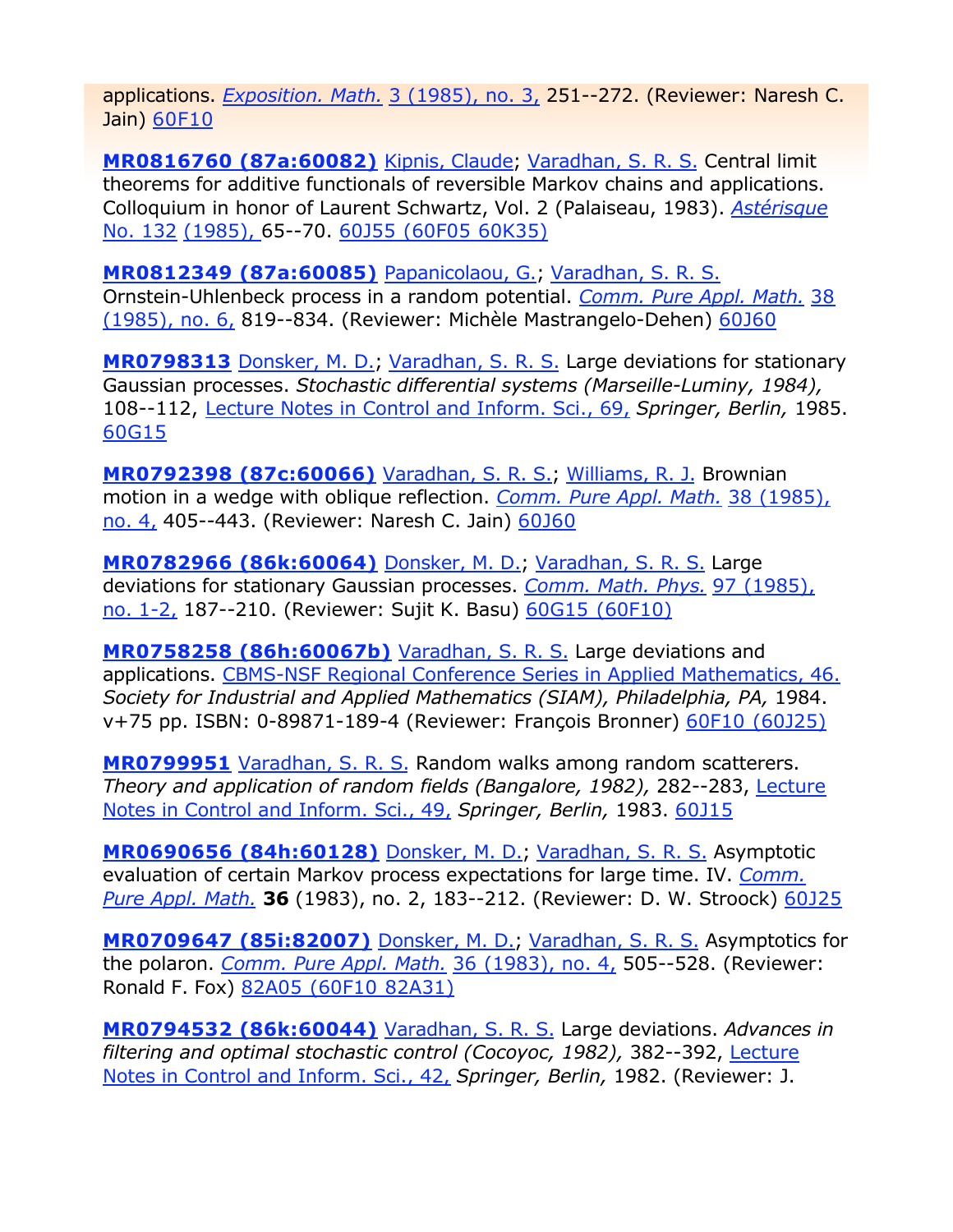applications. *Exposition. Math.* 3 (1985), no. 3, 251--272. (Reviewer: Naresh C. Jain) 60F10

**MR0816760 (87a:60082)** Kipnis, Claude; Varadhan, S. R. S. Central limit theorems for additive functionals of reversible Markov chains and applications. Colloquium in honor of Laurent Schwartz, Vol. 2 (Palaiseau, 1983). *Astérisque* No. 132 (1985), 65--70. 60J55 (60F05 60K35)

**MR0812349 (87a:60085)** Papanicolaou, G.; Varadhan, S. R. S. Ornstein-Uhlenbeck process in a random potential. *Comm. Pure Appl. Math.* 38 (1985), no. 6, 819--834. (Reviewer: Michèle Mastrangelo-Dehen) 60J60

**MR0798313** Donsker, M. D.; Varadhan, S. R. S. Large deviations for stationary Gaussian processes. *Stochastic differential systems (Marseille-Luminy, 1984),* 108--112, Lecture Notes in Control and Inform. Sci., 69, *Springer, Berlin,* 1985. 60G15

**MR0792398 (87c:60066)** Varadhan, S. R. S.; Williams, R. J. Brownian motion in a wedge with oblique reflection. *Comm. Pure Appl. Math.* 38 (1985), no. 4, 405--443. (Reviewer: Naresh C. Jain) 60J60

**MR0782966 (86k:60064)** Donsker, M. D.; Varadhan, S. R. S. Large deviations for stationary Gaussian processes. *Comm. Math. Phys.* 97 (1985), no. 1-2, 187--210. (Reviewer: Sujit K. Basu) 60G15 (60F10)

**MR0758258 (86h:60067b)** Varadhan, S. R. S. Large deviations and applications. CBMS-NSF Regional Conference Series in Applied Mathematics, 46. *Society for Industrial and Applied Mathematics (SIAM), Philadelphia, PA,* 1984. v+75 pp. ISBN: 0-89871-189-4 (Reviewer: François Bronner) 60F10 (60J25)

**MR0799951** Varadhan, S. R. S. Random walks among random scatterers. *Theory and application of random fields (Bangalore, 1982),* 282--283, Lecture Notes in Control and Inform. Sci., 49, *Springer, Berlin,* 1983. 60J15

**MR0690656 (84h:60128)** Donsker, M. D.; Varadhan, S. R. S. Asymptotic evaluation of certain Markov process expectations for large time. IV. *Comm. Pure Appl. Math.* **36** (1983), no. 2, 183--212. (Reviewer: D. W. Stroock) 60J25

**MR0709647 (85i:82007)** Donsker, M. D.; Varadhan, S. R. S. Asymptotics for the polaron. *Comm. Pure Appl. Math.* 36 (1983), no. 4, 505--528. (Reviewer: Ronald F. Fox) 82A05 (60F10 82A31)

**MR0794532 (86k:60044)** Varadhan, S. R. S. Large deviations. *Advances in filtering and optimal stochastic control (Cocoyoc, 1982),* 382--392, Lecture Notes in Control and Inform. Sci., 42, *Springer, Berlin,* 1982. (Reviewer: J.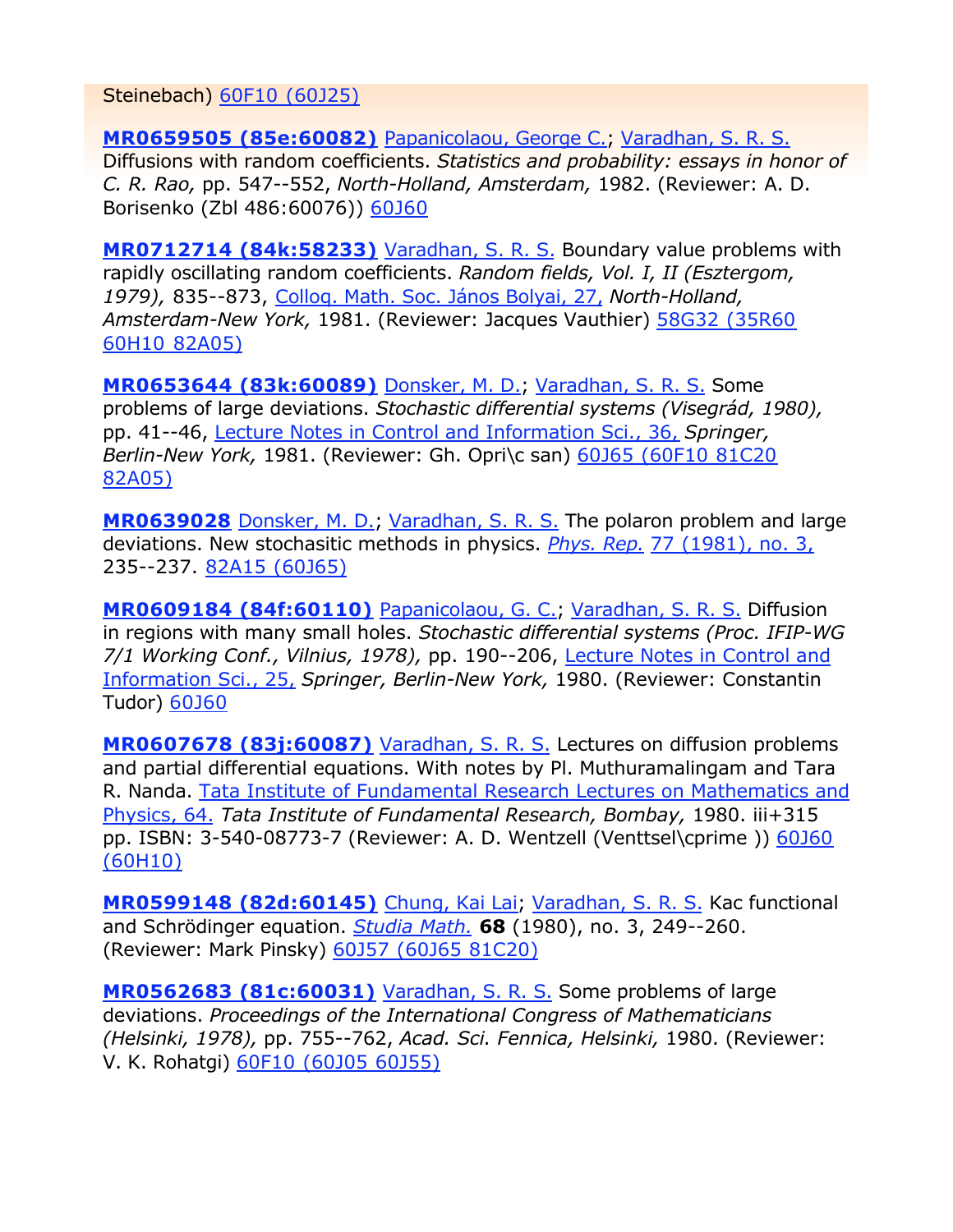Steinebach) 60F10 (60J25)

**MR0659505 (85e:60082)** Papanicolaou, George C.; Varadhan, S. R. S. Diffusions with random coefficients. *Statistics and probability: essays in honor of C. R. Rao,* pp. 547--552, *North-Holland, Amsterdam,* 1982. (Reviewer: A. D. Borisenko (Zbl 486:60076)) 60J60

**MR0712714 (84k:58233)** Varadhan, S. R. S. Boundary value problems with rapidly oscillating random coefficients. *Random fields, Vol. I, II (Esztergom, 1979),* 835--873, Colloq. Math. Soc. János Bolyai, 27, *North-Holland, Amsterdam-New York,* 1981. (Reviewer: Jacques Vauthier) 58G32 (35R60 60H10 82A05)

**MR0653644 (83k:60089)** Donsker, M. D.; Varadhan, S. R. S. Some problems of large deviations. *Stochastic differential systems (Visegrád, 1980),* pp. 41--46, Lecture Notes in Control and Information Sci., 36, *Springer, Berlin-New York,* 1981. (Reviewer: Gh. Opri\c san) 60J65 (60F10 81C20 82A05)

**MR0639028** Donsker, M. D.; Varadhan, S. R. S. The polaron problem and large deviations. New stochasitic methods in physics. *Phys. Rep.* 77 (1981), no. 3, 235--237. 82A15 (60J65)

**MR0609184 (84f:60110)** Papanicolaou, G. C.; Varadhan, S. R. S. Diffusion in regions with many small holes. *Stochastic differential systems (Proc. IFIP-WG 7/1 Working Conf., Vilnius, 1978),* pp. 190--206, Lecture Notes in Control and Information Sci., 25, *Springer, Berlin-New York,* 1980. (Reviewer: Constantin Tudor) 60J60

**MR0607678 (83j:60087)** Varadhan, S. R. S. Lectures on diffusion problems and partial differential equations. With notes by Pl. Muthuramalingam and Tara R. Nanda. Tata Institute of Fundamental Research Lectures on Mathematics and Physics, 64. *Tata Institute of Fundamental Research, Bombay,* 1980. iii+315 pp. ISBN: 3-540-08773-7 (Reviewer: A. D. Wentzell (Venttsel\cprime )) 60J60 (60H10)

**MR0599148 (82d:60145)** Chung, Kai Lai; Varadhan, S. R. S. Kac functional and Schrödinger equation. *Studia Math.* **68** (1980), no. 3, 249--260. (Reviewer: Mark Pinsky) 60J57 (60J65 81C20)

**MR0562683 (81c:60031)** Varadhan, S. R. S. Some problems of large deviations. *Proceedings of the International Congress of Mathematicians (Helsinki, 1978),* pp. 755--762, *Acad. Sci. Fennica, Helsinki,* 1980. (Reviewer: V. K. Rohatgi) 60F10 (60J05 60J55)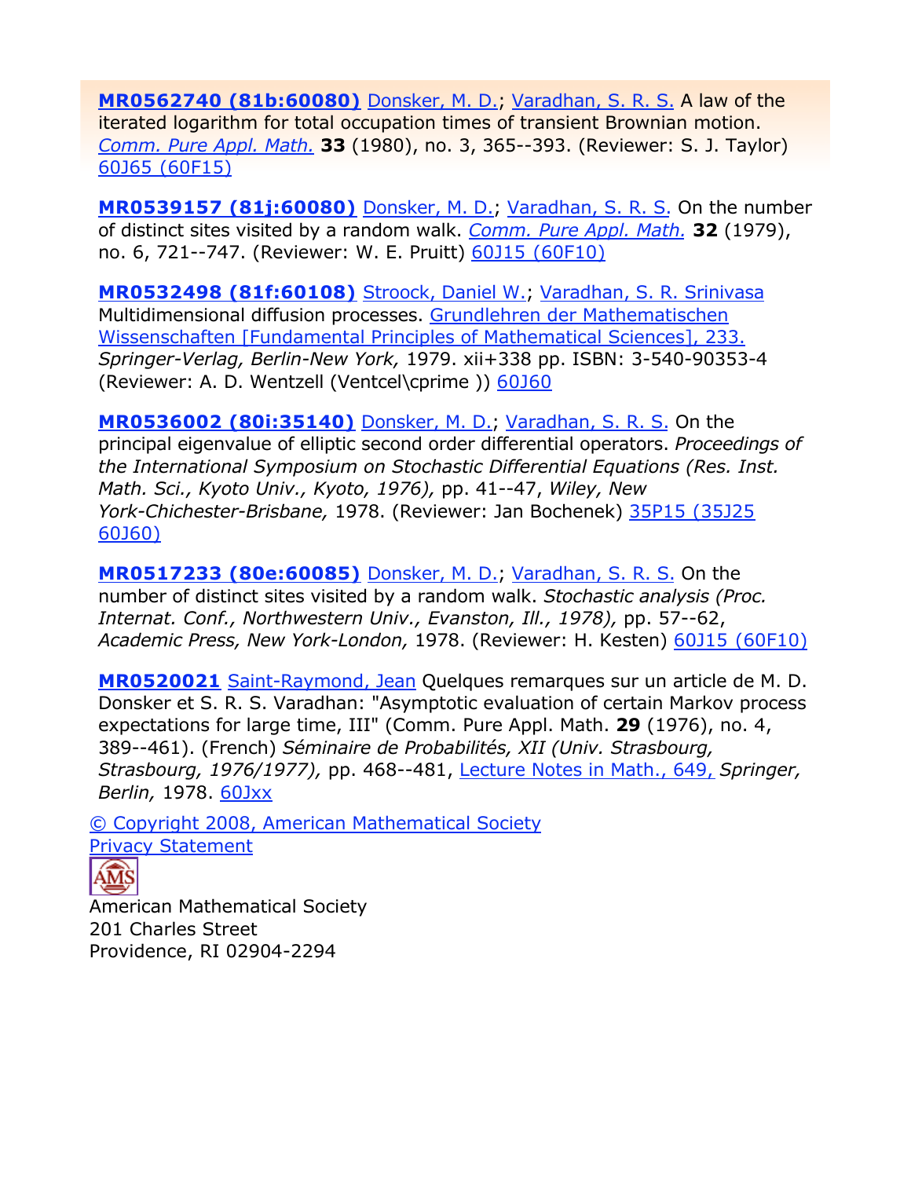**MR0562740 (81b:60080)** Donsker, M. D.; Varadhan, S. R. S. A law of the iterated logarithm for total occupation times of transient Brownian motion. *Comm. Pure Appl. Math.* **33** (1980), no. 3, 365--393. (Reviewer: S. J. Taylor) 60J65 (60F15)

**MR0539157 (81j:60080)** Donsker, M. D.; Varadhan, S. R. S. On the number of distinct sites visited by a random walk. *Comm. Pure Appl. Math.* **32** (1979), no. 6, 721--747. (Reviewer: W. E. Pruitt) 60J15 (60F10)

**MR0532498 (81f:60108)** Stroock, Daniel W.; Varadhan, S. R. Srinivasa Multidimensional diffusion processes. Grundlehren der Mathematischen Wissenschaften [Fundamental Principles of Mathematical Sciences], 233. *Springer-Verlag, Berlin-New York,* 1979. xii+338 pp. ISBN: 3-540-90353-4 (Reviewer: A. D. Wentzell (Ventcel\cprime )) 60J60

**MR0536002 (80i:35140)** Donsker, M. D.; Varadhan, S. R. S. On the principal eigenvalue of elliptic second order differential operators. *Proceedings of the International Symposium on Stochastic Differential Equations (Res. Inst. Math. Sci., Kyoto Univ., Kyoto, 1976),* pp. 41--47, *Wiley, New York-Chichester-Brisbane,* 1978. (Reviewer: Jan Bochenek) 35P15 (35J25 60J60)

**MR0517233 (80e:60085)** Donsker, M. D.; Varadhan, S. R. S. On the number of distinct sites visited by a random walk. *Stochastic analysis (Proc. Internat. Conf., Northwestern Univ., Evanston, Ill., 1978),* pp. 57--62, *Academic Press, New York-London,* 1978. (Reviewer: H. Kesten) 60J15 (60F10)

**MR0520021** Saint-Raymond, Jean Quelques remarques sur un article de M. D. Donsker et S. R. S. Varadhan: "Asymptotic evaluation of certain Markov process expectations for large time, III" (Comm. Pure Appl. Math. **29** (1976), no. 4, 389--461). (French) *Séminaire de Probabilités, XII (Univ. Strasbourg, Strasbourg, 1976/1977),* pp. 468--481, Lecture Notes in Math., 649, *Springer, Berlin,* 1978. 60Jxx

© Copyright 2008, American Mathematical Society
Privacy Statement

American Mathematical Society
201 Charles Street
Providence, RI 02904-2294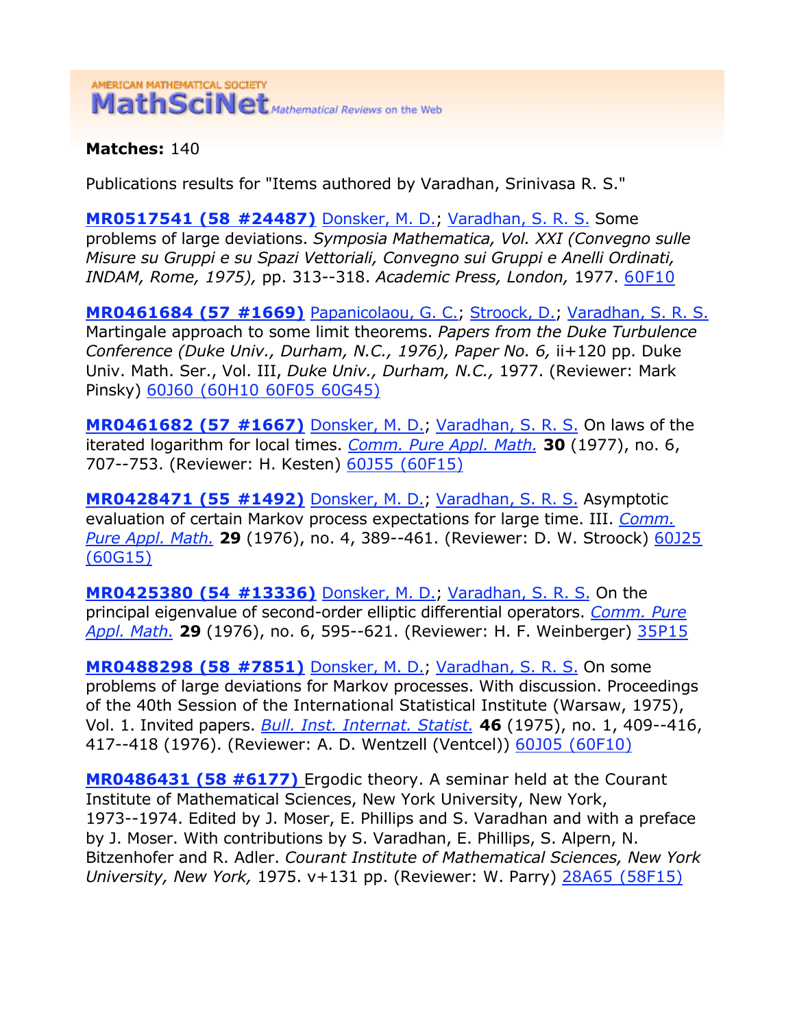AMERICAN MATHEMATICAL SOCIETY
**MathSciNet** *Mathematical Reviews on the Web*

**Matches:** 140

Publications results for "Items authored by Varadhan, Srinivasa R. S."

**MR0517541 (58 #24487)** Donsker, M. D.; Varadhan, S. R. S. Some problems of large deviations. *Symposia Mathematica, Vol. XXI (Convegno sulle Misure su Gruppi e su Spazi Vettoriali, Convegno sui Gruppi e Anelli Ordinati, INDAM, Rome, 1975),* pp. 313--318. *Academic Press, London,* 1977. 60F10

**MR0461684 (57 #1669)** Papanicolaou, G. C.; Stroock, D.; Varadhan, S. R. S. Martingale approach to some limit theorems. *Papers from the Duke Turbulence Conference (Duke Univ., Durham, N.C., 1976), Paper No. 6,* ii+120 pp. Duke Univ. Math. Ser., Vol. III, *Duke Univ., Durham, N.C.,* 1977. (Reviewer: Mark Pinsky) 60J60 (60H10 60F05 60G45)

**MR0461682 (57 #1667)** Donsker, M. D.; Varadhan, S. R. S. On laws of the iterated logarithm for local times. *Comm. Pure Appl. Math.* **30** (1977), no. 6, 707--753. (Reviewer: H. Kesten) 60J55 (60F15)

**MR0428471 (55 #1492)** Donsker, M. D.; Varadhan, S. R. S. Asymptotic evaluation of certain Markov process expectations for large time. III. *Comm. Pure Appl. Math.* **29** (1976), no. 4, 389--461. (Reviewer: D. W. Stroock) 60J25 (60G15)

**MR0425380 (54 #13336)** Donsker, M. D.; Varadhan, S. R. S. On the principal eigenvalue of second-order elliptic differential operators. *Comm. Pure Appl. Math.* **29** (1976), no. 6, 595--621. (Reviewer: H. F. Weinberger) 35P15

**MR0488298 (58 #7851)** Donsker, M. D.; Varadhan, S. R. S. On some problems of large deviations for Markov processes. With discussion. Proceedings of the 40th Session of the International Statistical Institute (Warsaw, 1975), Vol. 1. Invited papers. *Bull. Inst. Internat. Statist.* **46** (1975), no. 1, 409--416, 417--418 (1976). (Reviewer: A. D. Wentzell (Ventcel)) 60J05 (60F10)

**MR0486431 (58 #6177)** Ergodic theory. A seminar held at the Courant Institute of Mathematical Sciences, New York University, New York, 1973--1974. Edited by J. Moser, E. Phillips and S. Varadhan and with a preface by J. Moser. With contributions by S. Varadhan, E. Phillips, S. Alpern, N. Bitzenhofer and R. Adler. *Courant Institute of Mathematical Sciences, New York University, New York,* 1975. v+131 pp. (Reviewer: W. Parry) 28A65 (58F15)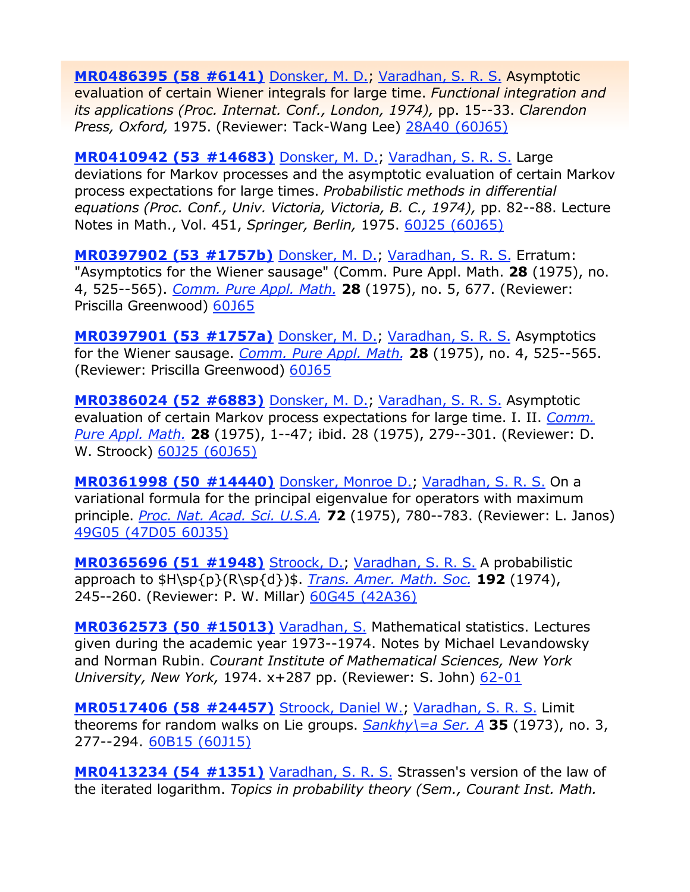**MR0486395 (58 #6141)** Donsker, M. D.; Varadhan, S. R. S. Asymptotic evaluation of certain Wiener integrals for large time. *Functional integration and its applications (Proc. Internat. Conf., London, 1974),* pp. 15--33. *Clarendon Press, Oxford,* 1975. (Reviewer: Tack-Wang Lee) 28A40 (60J65)

**MR0410942 (53 #14683)** Donsker, M. D.; Varadhan, S. R. S. Large deviations for Markov processes and the asymptotic evaluation of certain Markov process expectations for large times. *Probabilistic methods in differential equations (Proc. Conf., Univ. Victoria, Victoria, B. C., 1974),* pp. 82--88. Lecture Notes in Math., Vol. 451, *Springer, Berlin,* 1975. 60J25 (60J65)

**MR0397902 (53 #1757b)** Donsker, M. D.; Varadhan, S. R. S. Erratum: "Asymptotics for the Wiener sausage" (Comm. Pure Appl. Math. **28** (1975), no. 4, 525--565). *Comm. Pure Appl. Math.* **28** (1975), no. 5, 677. (Reviewer: Priscilla Greenwood) 60J65

**MR0397901 (53 #1757a)** Donsker, M. D.; Varadhan, S. R. S. Asymptotics for the Wiener sausage. *Comm. Pure Appl. Math.* **28** (1975), no. 4, 525--565. (Reviewer: Priscilla Greenwood) 60J65

**MR0386024 (52 #6883)** Donsker, M. D.; Varadhan, S. R. S. Asymptotic evaluation of certain Markov process expectations for large time. I. II. *Comm. Pure Appl. Math.* **28** (1975), 1--47; ibid. 28 (1975), 279--301. (Reviewer: D. W. Stroock) 60J25 (60J65)

**MR0361998 (50 #14440)** Donsker, Monroe D.; Varadhan, S. R. S. On a variational formula for the principal eigenvalue for operators with maximum principle. *Proc. Nat. Acad. Sci. U.S.A.* **72** (1975), 780--783. (Reviewer: L. Janos) 49G05 (47D05 60J35)

**MR0365696 (51 #1948)** Stroock, D.; Varadhan, S. R. S. A probabilistic approach to $H\sp{p}(R\sp{d})$. *Trans. Amer. Math. Soc.* **192** (1974), 245--260. (Reviewer: P. W. Millar) 60G45 (42A36)

**MR0362573 (50 #15013)** Varadhan, S. Mathematical statistics. Lectures given during the academic year 1973--1974. Notes by Michael Levandowsky and Norman Rubin. *Courant Institute of Mathematical Sciences, New York University, New York,* 1974. x+287 pp. (Reviewer: S. John) 62-01

**MR0517406 (58 #24457)** Stroock, Daniel W.; Varadhan, S. R. S. Limit theorems for random walks on Lie groups. *Sankhy\=a Ser. A* **35** (1973), no. 3, 277--294. 60B15 (60J15)

**MR0413234 (54 #1351)** Varadhan, S. R. S. Strassen's version of the law of the iterated logarithm. *Topics in probability theory (Sem., Courant Inst. Math.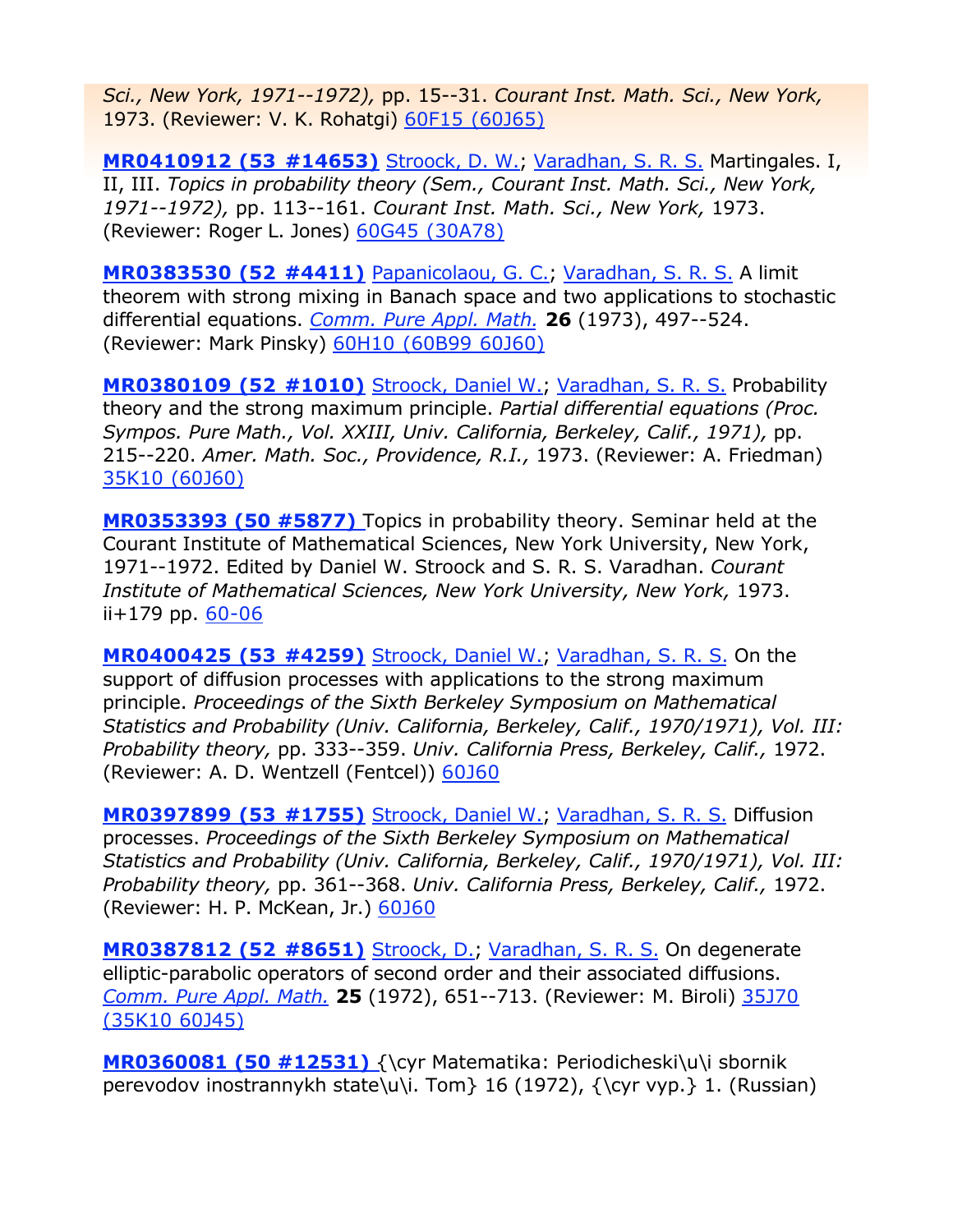*Sci., New York, 1971--1972),* pp. 15--31. *Courant Inst. Math. Sci., New York,* 1973. (Reviewer: V. K. Rohatgi) 60F15 (60J65)

**MR0410912 (53 #14653)** Stroock, D. W.; Varadhan, S. R. S. Martingales. I, II, III. *Topics in probability theory (Sem., Courant Inst. Math. Sci., New York, 1971--1972),* pp. 113--161. *Courant Inst. Math. Sci., New York,* 1973. (Reviewer: Roger L. Jones) 60G45 (30A78)

**MR0383530 (52 #4411)** Papanicolaou, G. C.; Varadhan, S. R. S. A limit theorem with strong mixing in Banach space and two applications to stochastic differential equations. *Comm. Pure Appl. Math.* **26** (1973), 497--524. (Reviewer: Mark Pinsky) 60H10 (60B99 60J60)

**MR0380109 (52 #1010)** Stroock, Daniel W.; Varadhan, S. R. S. Probability theory and the strong maximum principle. *Partial differential equations (Proc. Sympos. Pure Math., Vol. XXIII, Univ. California, Berkeley, Calif., 1971),* pp. 215--220. *Amer. Math. Soc., Providence, R.I.,* 1973. (Reviewer: A. Friedman) 35K10 (60J60)

**MR0353393 (50 #5877)** Topics in probability theory. Seminar held at the Courant Institute of Mathematical Sciences, New York University, New York, 1971--1972. Edited by Daniel W. Stroock and S. R. S. Varadhan. *Courant Institute of Mathematical Sciences, New York University, New York,* 1973. ii+179 pp. 60-06

**MR0400425 (53 #4259)** Stroock, Daniel W.; Varadhan, S. R. S. On the support of diffusion processes with applications to the strong maximum principle. *Proceedings of the Sixth Berkeley Symposium on Mathematical Statistics and Probability (Univ. California, Berkeley, Calif., 1970/1971), Vol. III: Probability theory,* pp. 333--359. *Univ. California Press, Berkeley, Calif.,* 1972. (Reviewer: A. D. Wentzell (Fentcel)) 60J60

**MR0397899 (53 #1755)** Stroock, Daniel W.; Varadhan, S. R. S. Diffusion processes. *Proceedings of the Sixth Berkeley Symposium on Mathematical Statistics and Probability (Univ. California, Berkeley, Calif., 1970/1971), Vol. III: Probability theory,* pp. 361--368. *Univ. California Press, Berkeley, Calif.,* 1972. (Reviewer: H. P. McKean, Jr.) 60J60

**MR0387812 (52 #8651)** Stroock, D.; Varadhan, S. R. S. On degenerate elliptic-parabolic operators of second order and their associated diffusions. *Comm. Pure Appl. Math.* **25** (1972), 651--713. (Reviewer: M. Biroli) 35J70 (35K10 60J45)

**MR0360081 (50 #12531)** {\cyr Matematika: Periodicheski\u\i sbornik perevodov inostrannykh state\u\i. Tom} 16 (1972), {\cyr vyp.} 1. (Russian)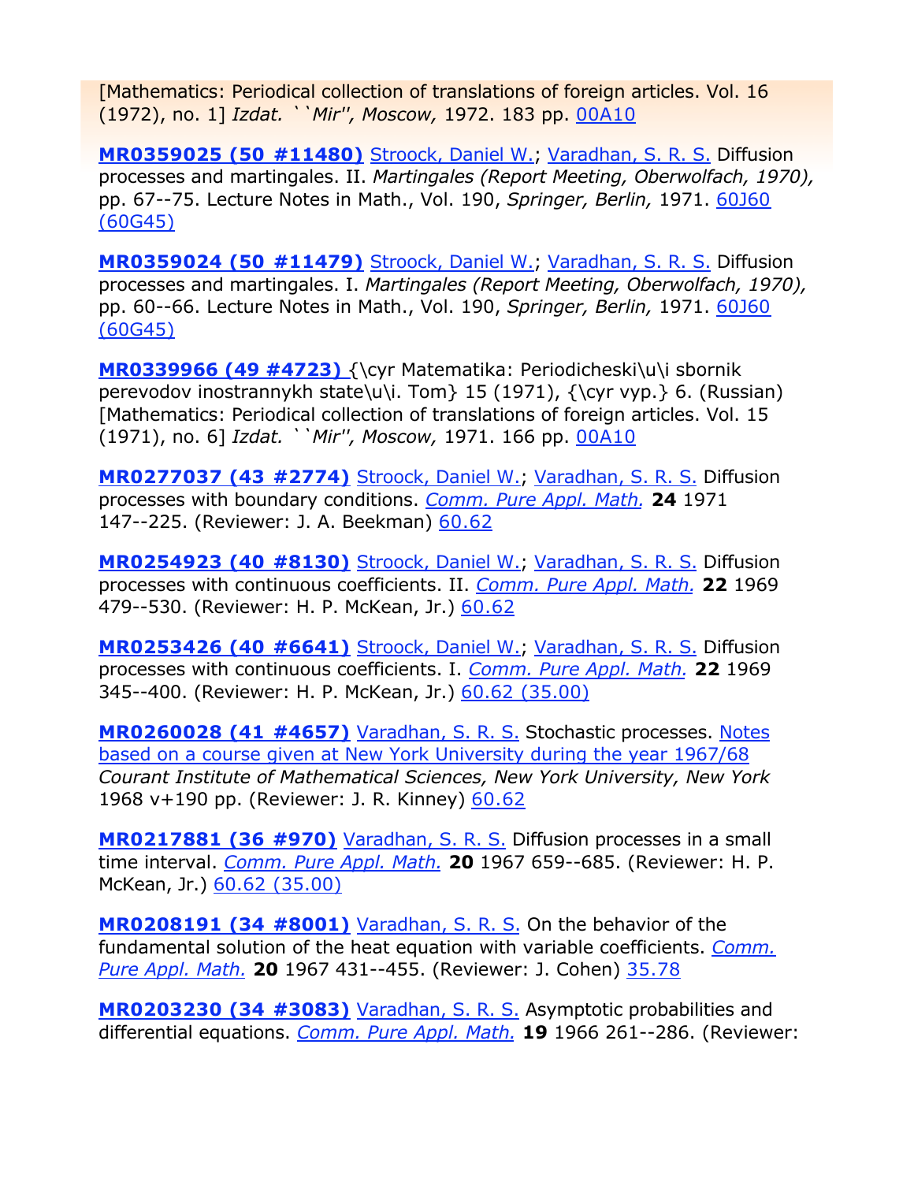[Mathematics: Periodical collection of translations of foreign articles. Vol. 16 (1972), no. 1] *Izdat. ``Mir'', Moscow,* 1972. 183 pp. 00A10

**MR0359025 (50 #11480)** Stroock, Daniel W.; Varadhan, S. R. S. Diffusion processes and martingales. II. *Martingales (Report Meeting, Oberwolfach, 1970),* pp. 67--75. Lecture Notes in Math., Vol. 190, *Springer, Berlin,* 1971. 60J60 (60G45)

**MR0359024 (50 #11479)** Stroock, Daniel W.; Varadhan, S. R. S. Diffusion processes and martingales. I. *Martingales (Report Meeting, Oberwolfach, 1970),* pp. 60--66. Lecture Notes in Math., Vol. 190, *Springer, Berlin,* 1971. 60J60 (60G45)

**MR0339966 (49 #4723)** {\cyr Matematika: Periodicheski\u\i sbornik perevodov inostrannykh state\u\i. Tom} 15 (1971), {\cyr vyp.} 6. (Russian) [Mathematics: Periodical collection of translations of foreign articles. Vol. 15 (1971), no. 6] *Izdat. ``Mir'', Moscow,* 1971. 166 pp. 00A10

**MR0277037 (43 #2774)** Stroock, Daniel W.; Varadhan, S. R. S. Diffusion processes with boundary conditions. *Comm. Pure Appl. Math.* **24** 1971 147--225. (Reviewer: J. A. Beekman) 60.62

**MR0254923 (40 #8130)** Stroock, Daniel W.; Varadhan, S. R. S. Diffusion processes with continuous coefficients. II. *Comm. Pure Appl. Math.* **22** 1969 479--530. (Reviewer: H. P. McKean, Jr.) 60.62

**MR0253426 (40 #6641)** Stroock, Daniel W.; Varadhan, S. R. S. Diffusion processes with continuous coefficients. I. *Comm. Pure Appl. Math.* **22** 1969 345--400. (Reviewer: H. P. McKean, Jr.) 60.62 (35.00)

**MR0260028 (41 #4657)** Varadhan, S. R. S. Stochastic processes. Notes based on a course given at New York University during the year 1967/68 *Courant Institute of Mathematical Sciences, New York University, New York* 1968 v+190 pp. (Reviewer: J. R. Kinney) 60.62

**MR0217881 (36 #970)** Varadhan, S. R. S. Diffusion processes in a small time interval. *Comm. Pure Appl. Math.* **20** 1967 659--685. (Reviewer: H. P. McKean, Jr.) 60.62 (35.00)

**MR0208191 (34 #8001)** Varadhan, S. R. S. On the behavior of the fundamental solution of the heat equation with variable coefficients. *Comm. Pure Appl. Math.* **20** 1967 431--455. (Reviewer: J. Cohen) 35.78

**MR0203230 (34 #3083)** Varadhan, S. R. S. Asymptotic probabilities and differential equations. *Comm. Pure Appl. Math.* **19** 1966 261--286. (Reviewer: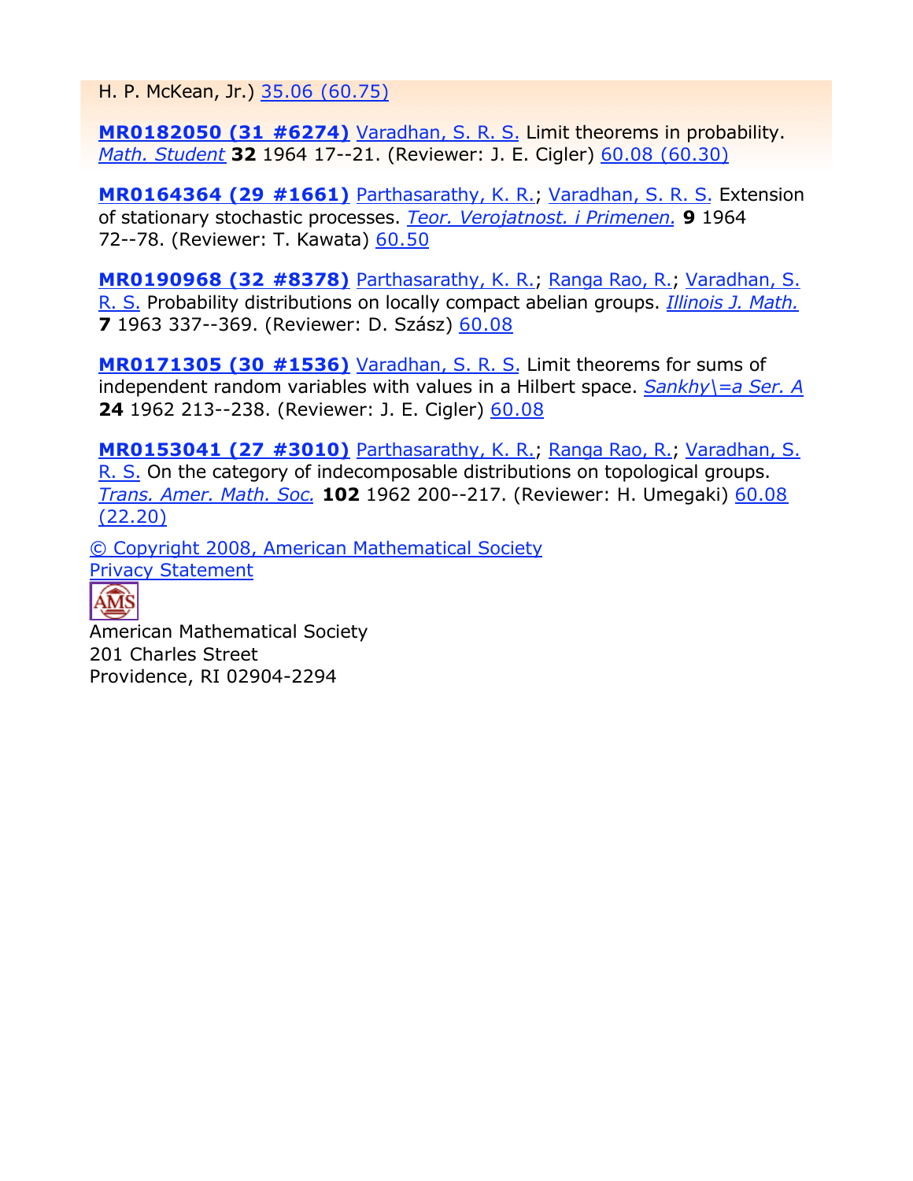H. P. McKean, Jr.) 35.06 (60.75)

**MR0182050 (31 #6274)** Varadhan, S. R. S. Limit theorems in probability. *Math. Student* **32** 1964 17--21. (Reviewer: J. E. Cigler) 60.08 (60.30)

**MR0164364 (29 #1661)** Parthasarathy, K. R.; Varadhan, S. R. S. Extension of stationary stochastic processes. *Teor. Verojatnost. i Primenen.* **9** 1964 72--78. (Reviewer: T. Kawata) 60.50

**MR0190968 (32 #8378)** Parthasarathy, K. R.; Ranga Rao, R.; Varadhan, S. R. S. Probability distributions on locally compact abelian groups. *Illinois J. Math.* **7** 1963 337--369. (Reviewer: D. Szász) 60.08

**MR0171305 (30 #1536)** Varadhan, S. R. S. Limit theorems for sums of independent random variables with values in a Hilbert space. *Sankhy\=a Ser. A* **24** 1962 213--238. (Reviewer: J. E. Cigler) 60.08

**MR0153041 (27 #3010)** Parthasarathy, K. R.; Ranga Rao, R.; Varadhan, S. R. S. On the category of indecomposable distributions on topological groups. *Trans. Amer. Math. Soc.* **102** 1962 200--217. (Reviewer: H. Umegaki) 60.08 (22.20)

© Copyright 2008, American Mathematical Society
Privacy Statement

American Mathematical Society
201 Charles Street
Providence, RI 02904-2294